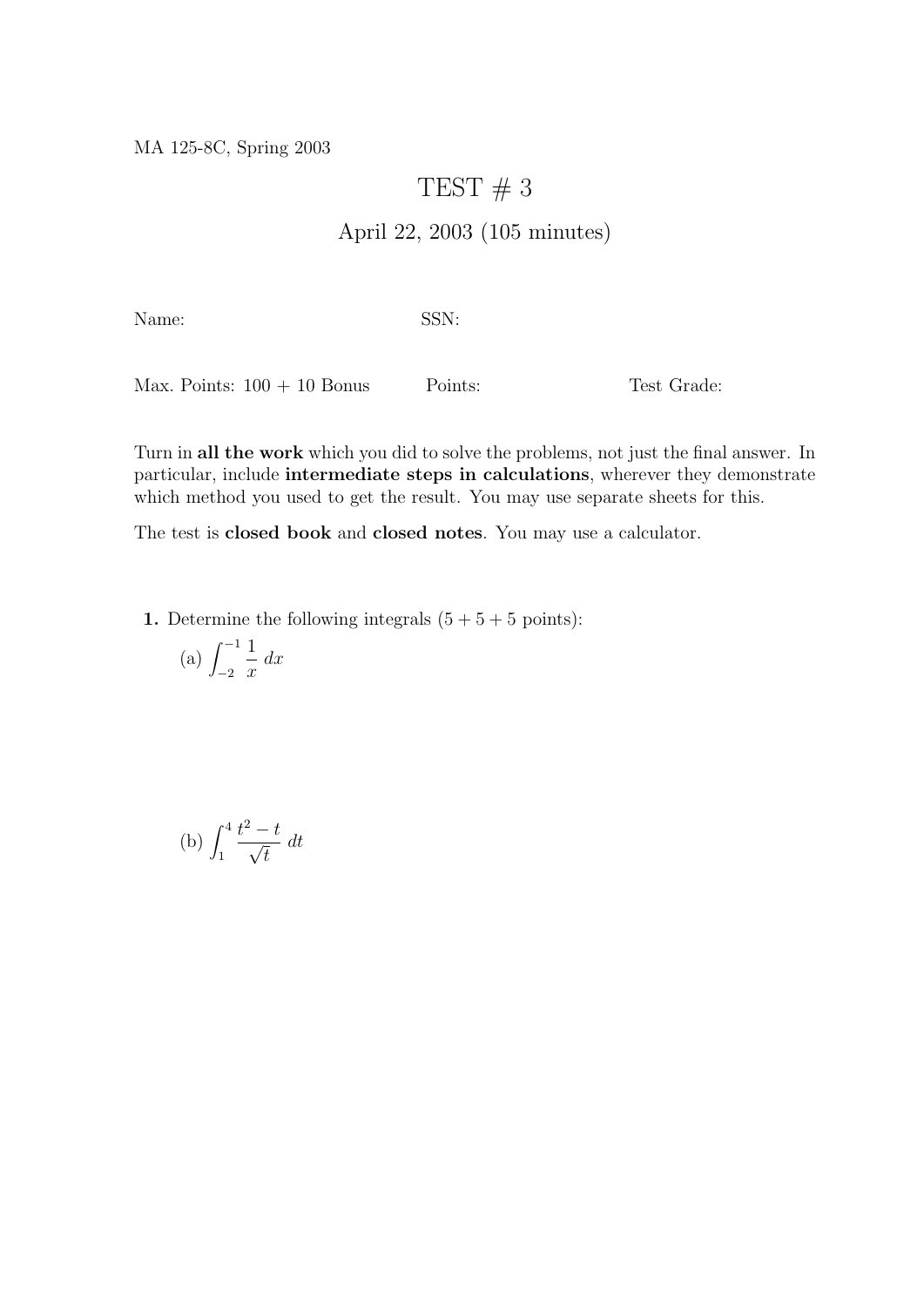MA 125-8C, Spring 2003

# TEST # 3

## April 22, 2003 (105 minutes)

Name: SSN:

Max. Points: 100 + 10 Bonus Points: Test Grade:

Turn in **all the work** which you did to solve the problems, not just the final answer. In particular, include **intermediate steps in calculations**, wherever they demonstrate which method you used to get the result. You may use separate sheets for this.

The test is **closed book** and **closed notes**. You may use a calculator.

**1.** Determine the following integrals (5 + 5 + 5 points):

(a) $\displaystyle\int_{-2}^{-1} \frac{1}{x}\, dx$

(b) $\displaystyle\int_{1}^{4} \frac{t^2 - t}{\sqrt{t}}\, dt$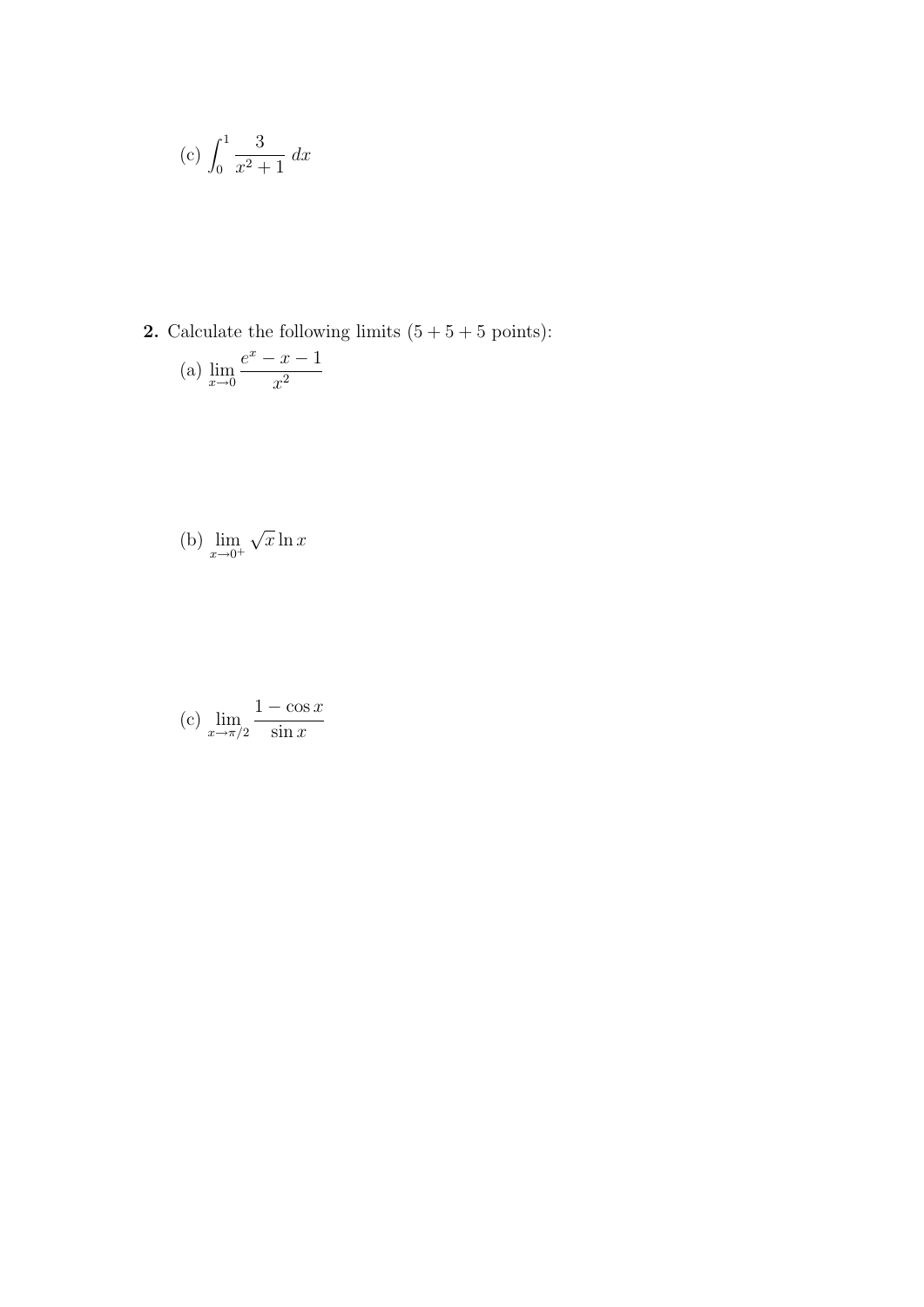(c) $\int_0^1 \frac{3}{x^2+1}\,dx$

**2.** Calculate the following limits $(5+5+5$ points$)$:

(a) $\lim\limits_{x\to 0} \frac{e^x - x - 1}{x^2}$

(b) $\lim\limits_{x\to 0^+} \sqrt{x}\ln x$

(c) $\lim\limits_{x\to \pi/2} \frac{1-\cos x}{\sin x}$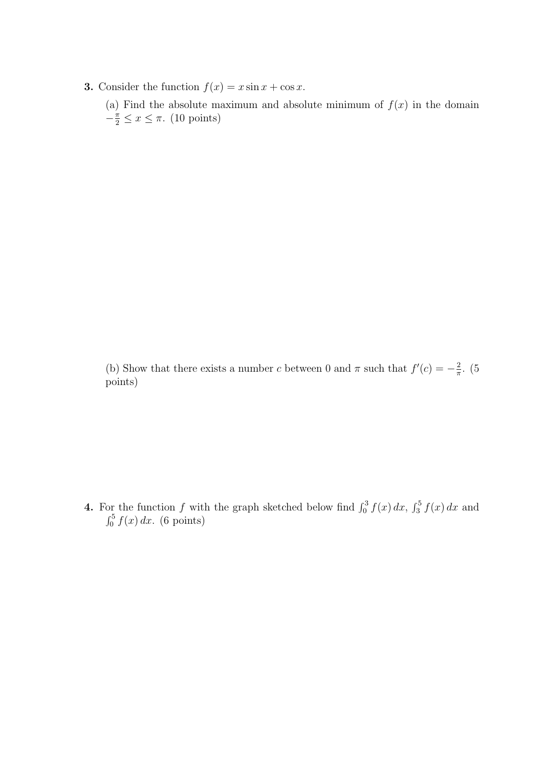**3.** Consider the function $f(x) = x \sin x + \cos x$.

(a) Find the absolute maximum and absolute minimum of $f(x)$ in the domain $-\frac{\pi}{2} \leq x \leq \pi$. (10 points)

(b) Show that there exists a number $c$ between 0 and $\pi$ such that $f'(c) = -\frac{2}{\pi}$. (5 points)

**4.** For the function $f$ with the graph sketched below find $\int_0^3 f(x)\,dx$, $\int_3^5 f(x)\,dx$ and $\int_0^5 f(x)\,dx$. (6 points)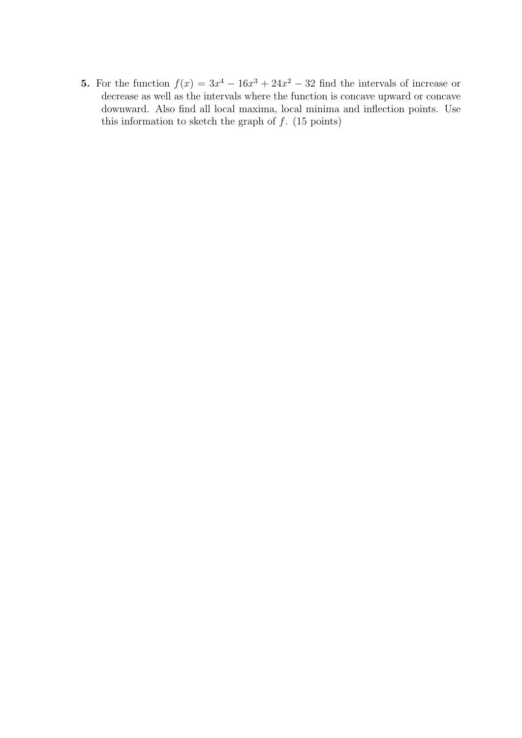**5.** For the function $f(x) = 3x^4 - 16x^3 + 24x^2 - 32$ find the intervals of increase or decrease as well as the intervals where the function is concave upward or concave downward. Also find all local maxima, local minima and inflection points. Use this information to sketch the graph of $f$. (15 points)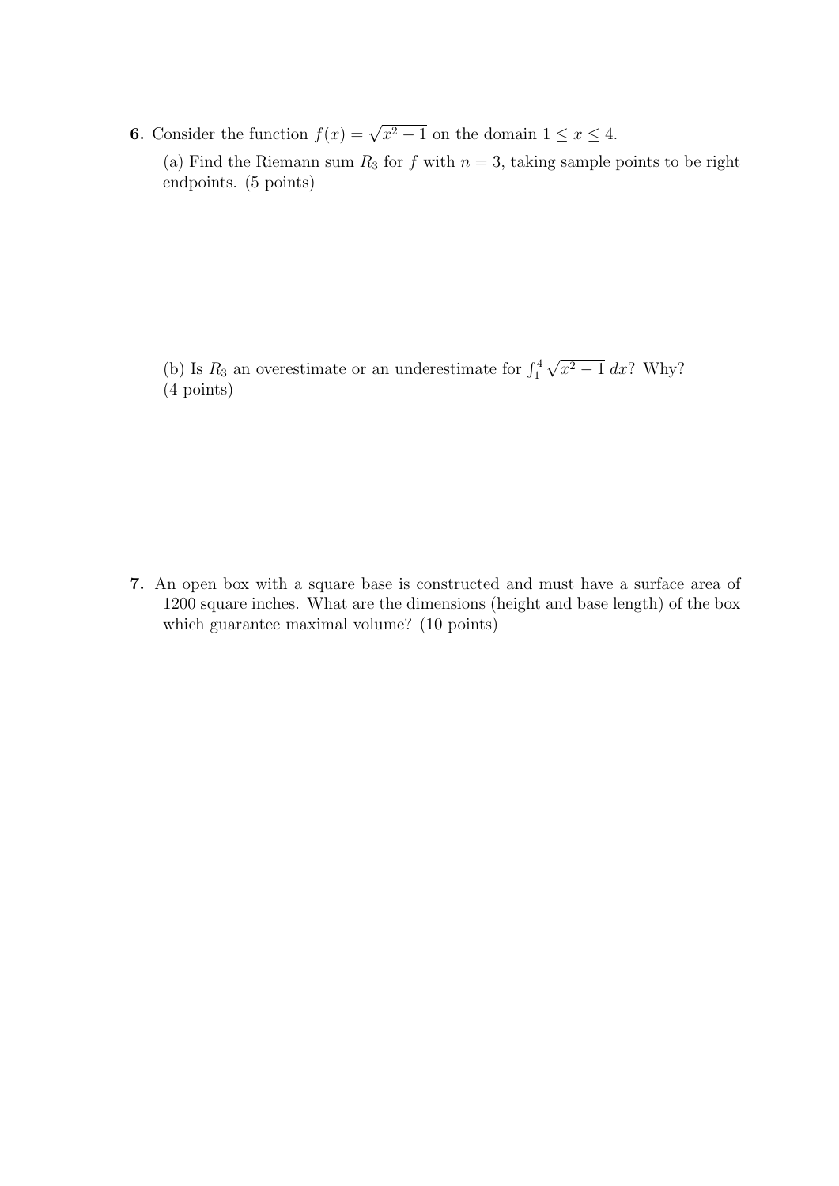**6.** Consider the function $f(x) = \sqrt{x^2 - 1}$ on the domain $1 \leq x \leq 4$.

(a) Find the Riemann sum $R_3$ for $f$ with $n = 3$, taking sample points to be right endpoints. (5 points)

(b) Is $R_3$ an overestimate or an underestimate for $\int_1^4 \sqrt{x^2 - 1}\, dx$? Why? (4 points)

**7.** An open box with a square base is constructed and must have a surface area of 1200 square inches. What are the dimensions (height and base length) of the box which guarantee maximal volume? (10 points)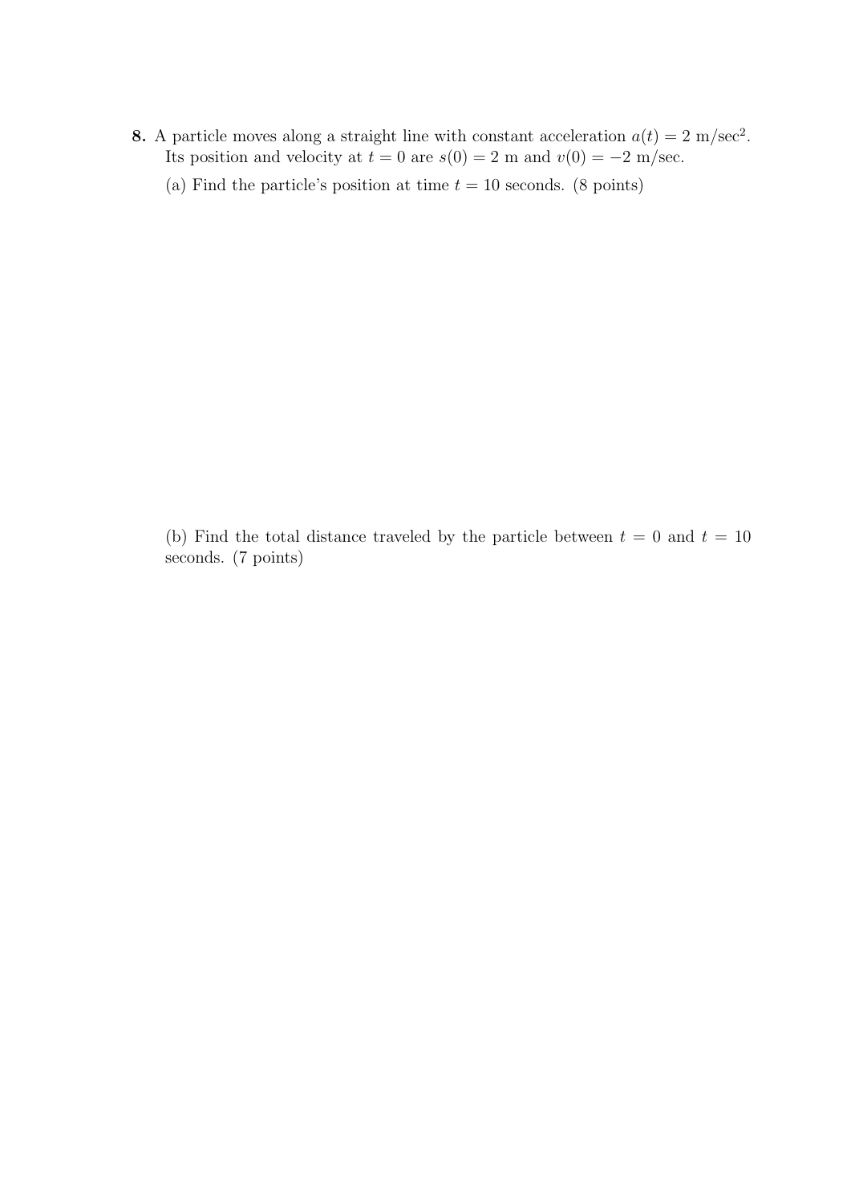**8.** A particle moves along a straight line with constant acceleration $a(t) = 2 \text{ m/sec}^2$. Its position and velocity at $t = 0$ are $s(0) = 2$ m and $v(0) = -2$ m/sec.

(a) Find the particle's position at time $t = 10$ seconds. (8 points)

(b) Find the total distance traveled by the particle between $t = 0$ and $t = 10$ seconds. (7 points)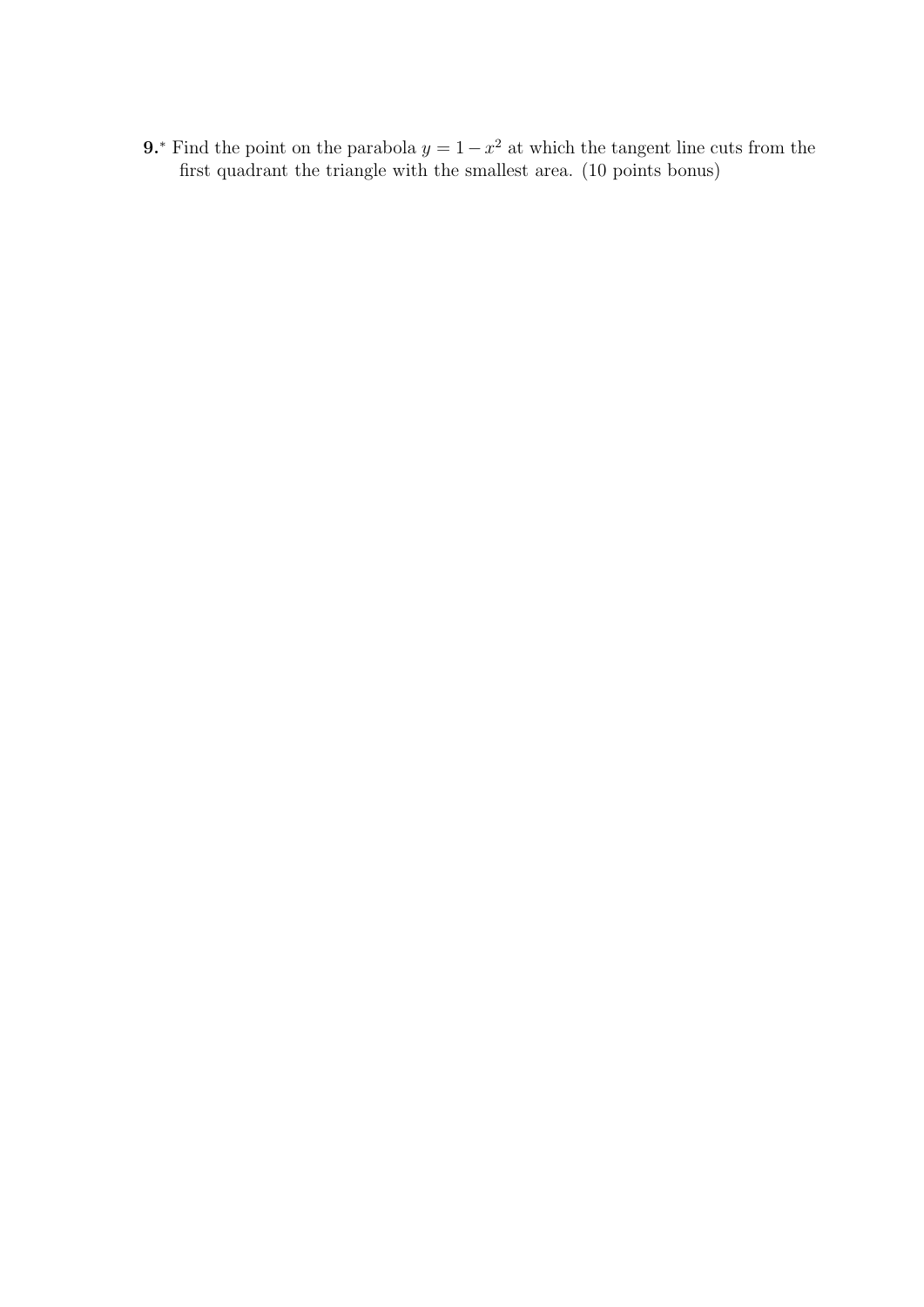**9.*** Find the point on the parabola $y = 1 - x^2$ at which the tangent line cuts from the first quadrant the triangle with the smallest area. (10 points bonus)